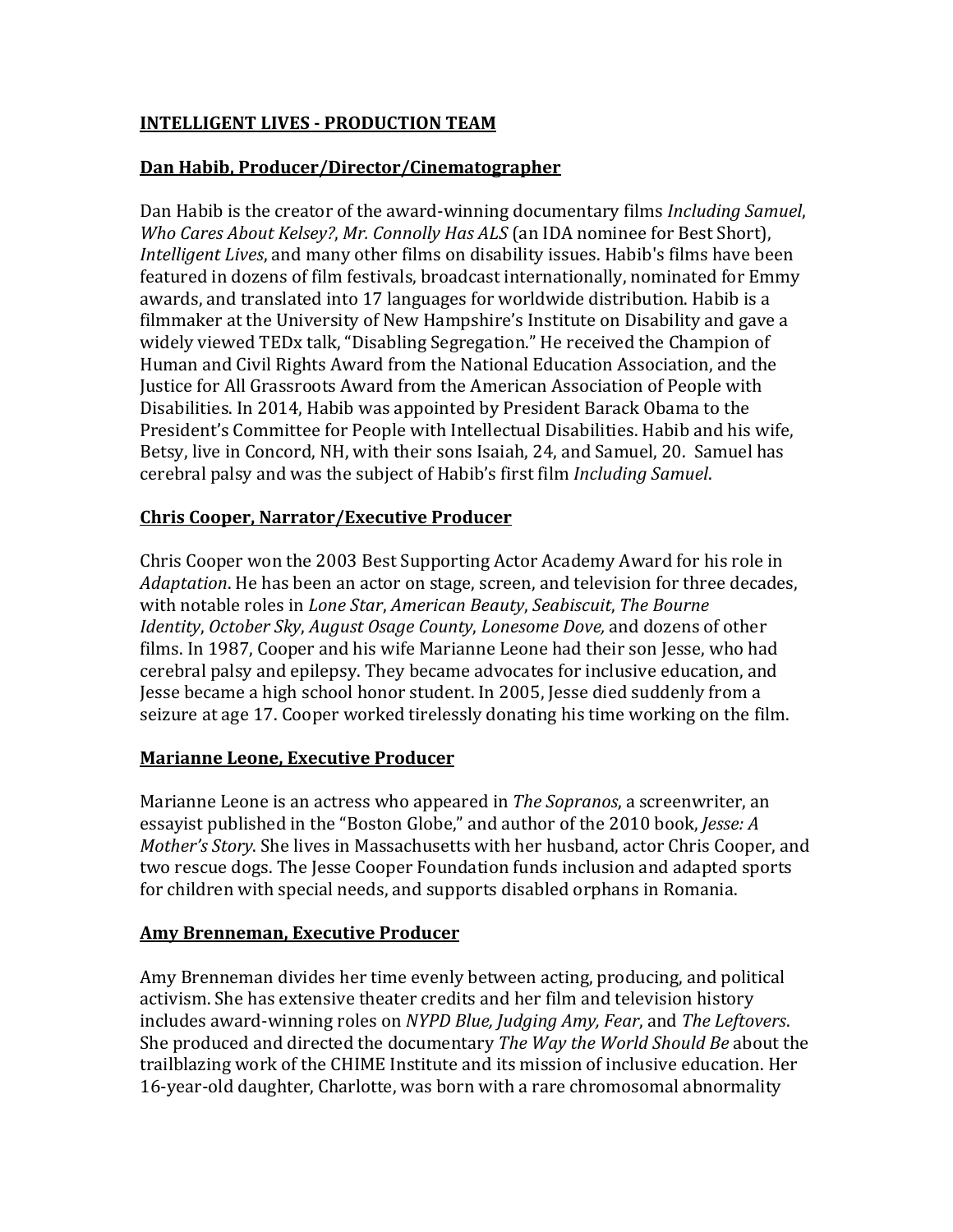# INTELLIGENT LIVES - PRODUCTION TEAM

## Dan Habib, Producer/Director/Cinematographer

Dan Habib is the creator of the award-winning documentary films *Including Samuel*, *Who Cares About Kelsey?*, *Mr. Connolly Has ALS* (an IDA nominee for Best Short), *Intelligent Lives*, and many other films on disability issues. Habib's films have been featured in dozens of film festivals, broadcast internationally, nominated for Emmy awards, and translated into 17 languages for worldwide distribution. Habib is a filmmaker at the University of New Hampshire's Institute on Disability and gave a widely viewed TEDx talk, "Disabling Segregation." He received the Champion of Human and Civil Rights Award from the National Education Association, and the Justice for All Grassroots Award from the American Association of People with Disabilities. In 2014, Habib was appointed by President Barack Obama to the President's Committee for People with Intellectual Disabilities. Habib and his wife, Betsy, live in Concord, NH, with their sons Isaiah, 24, and Samuel, 20. Samuel has cerebral palsy and was the subject of Habib's first film *Including Samuel*.

## Chris Cooper, Narrator/Executive Producer

Chris Cooper won the 2003 Best Supporting Actor Academy Award for his role in *Adaptation*. He has been an actor on stage, screen, and television for three decades, with notable roles in *Lone Star*, *American Beauty*, *Seabiscuit*, *The Bourne Identity*, *October Sky*, *August Osage County*, *Lonesome Dove,* and dozens of other films. In 1987, Cooper and his wife Marianne Leone had their son Jesse, who had cerebral palsy and epilepsy. They became advocates for inclusive education, and Jesse became a high school honor student. In 2005, Jesse died suddenly from a seizure at age 17. Cooper worked tirelessly donating his time working on the film.

## Marianne Leone, Executive Producer

Marianne Leone is an actress who appeared in *The Sopranos*, a screenwriter, an essayist published in the "Boston Globe," and author of the 2010 book, *Jesse: A Mother's Story*. She lives in Massachusetts with her husband, actor Chris Cooper, and two rescue dogs. The Jesse Cooper Foundation funds inclusion and adapted sports for children with special needs, and supports disabled orphans in Romania.

## Amy Brenneman, Executive Producer

Amy Brenneman divides her time evenly between acting, producing, and political activism. She has extensive theater credits and her film and television history includes award-winning roles on *NYPD Blue, Judging Amy, Fear*, and *The Leftovers*. She produced and directed the documentary *The Way the World Should Be* about the trailblazing work of the CHIME Institute and its mission of inclusive education. Her 16-year-old daughter, Charlotte, was born with a rare chromosomal abnormality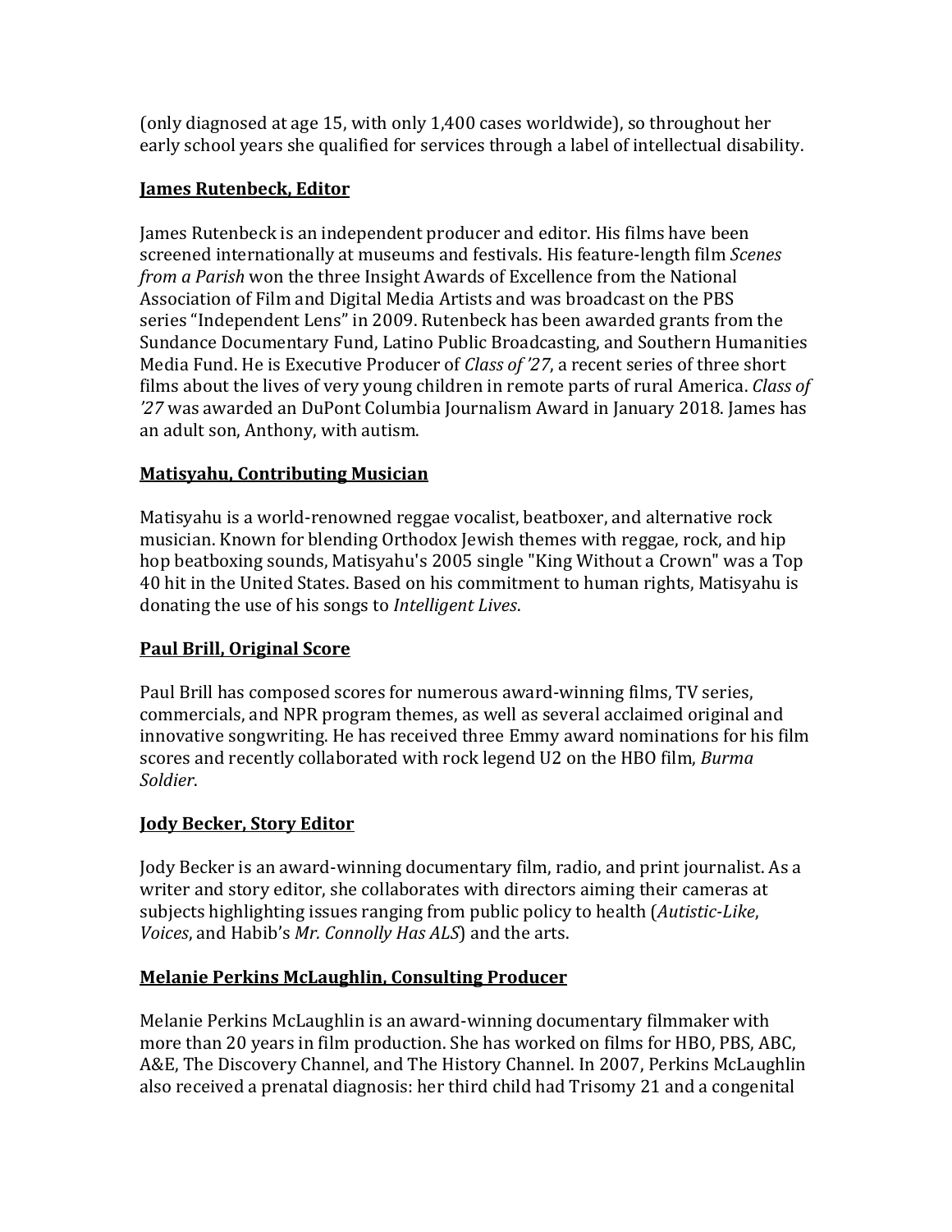(only diagnosed at age 15, with only 1,400 cases worldwide), so throughout her early school years she qualified for services through a label of intellectual disability.

**James Rutenbeck, Editor**

James Rutenbeck is an independent producer and editor. His films have been screened internationally at museums and festivals. His feature-length film *Scenes from a Parish* won the three Insight Awards of Excellence from the National Association of Film and Digital Media Artists and was broadcast on the PBS series "Independent Lens" in 2009. Rutenbeck has been awarded grants from the Sundance Documentary Fund, Latino Public Broadcasting, and Southern Humanities Media Fund. He is Executive Producer of *Class of '27*, a recent series of three short films about the lives of very young children in remote parts of rural America. *Class of '27* was awarded an DuPont Columbia Journalism Award in January 2018. James has an adult son, Anthony, with autism.

**Matisyahu, Contributing Musician**

Matisyahu is a world-renowned reggae vocalist, beatboxer, and alternative rock musician. Known for blending Orthodox Jewish themes with reggae, rock, and hip hop beatboxing sounds, Matisyahu's 2005 single "King Without a Crown" was a Top 40 hit in the United States. Based on his commitment to human rights, Matisyahu is donating the use of his songs to *Intelligent Lives*.

**Paul Brill, Original Score**

Paul Brill has composed scores for numerous award-winning films, TV series, commercials, and NPR program themes, as well as several acclaimed original and innovative songwriting. He has received three Emmy award nominations for his film scores and recently collaborated with rock legend U2 on the HBO film, *Burma Soldier*.

**Jody Becker, Story Editor**

Jody Becker is an award-winning documentary film, radio, and print journalist. As a writer and story editor, she collaborates with directors aiming their cameras at subjects highlighting issues ranging from public policy to health (*Autistic-Like*, *Voices*, and Habib's *Mr. Connolly Has ALS*) and the arts.

**Melanie Perkins McLaughlin, Consulting Producer**

Melanie Perkins McLaughlin is an award-winning documentary filmmaker with more than 20 years in film production. She has worked on films for HBO, PBS, ABC, A&E, The Discovery Channel, and The History Channel. In 2007, Perkins McLaughlin also received a prenatal diagnosis: her third child had Trisomy 21 and a congenital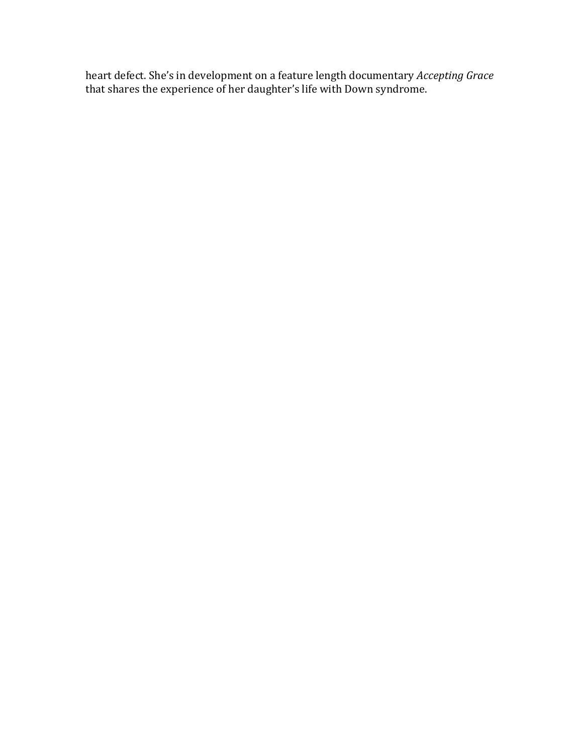heart defect. She's in development on a feature length documentary *Accepting Grace* that shares the experience of her daughter's life with Down syndrome.